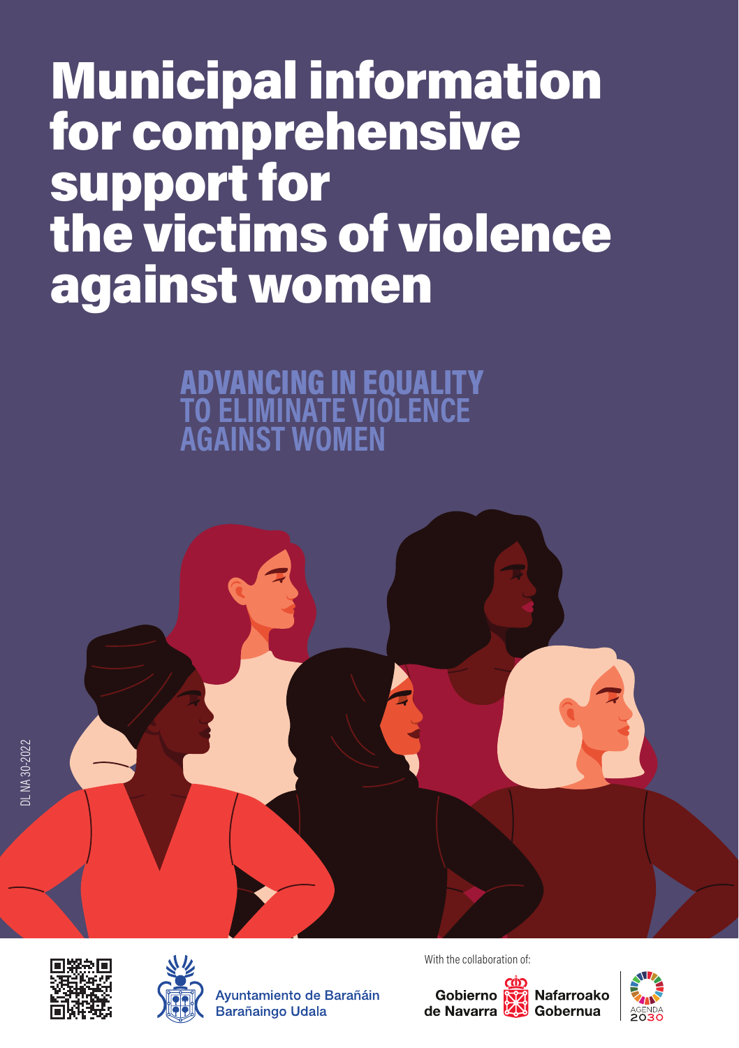# Municipal information for comprehensive support for the victims of violence against women

## ADVANCING IN EQUALITY TO ELIMINATE VIOLENCE AGAINST WOMEN

DL NA 30-2022

Ayuntamiento de Barañáin
Barañaingo Udala

With the collaboration of:

Gobierno de Navarra
Nafarroako Gobernua

AGENDA 2030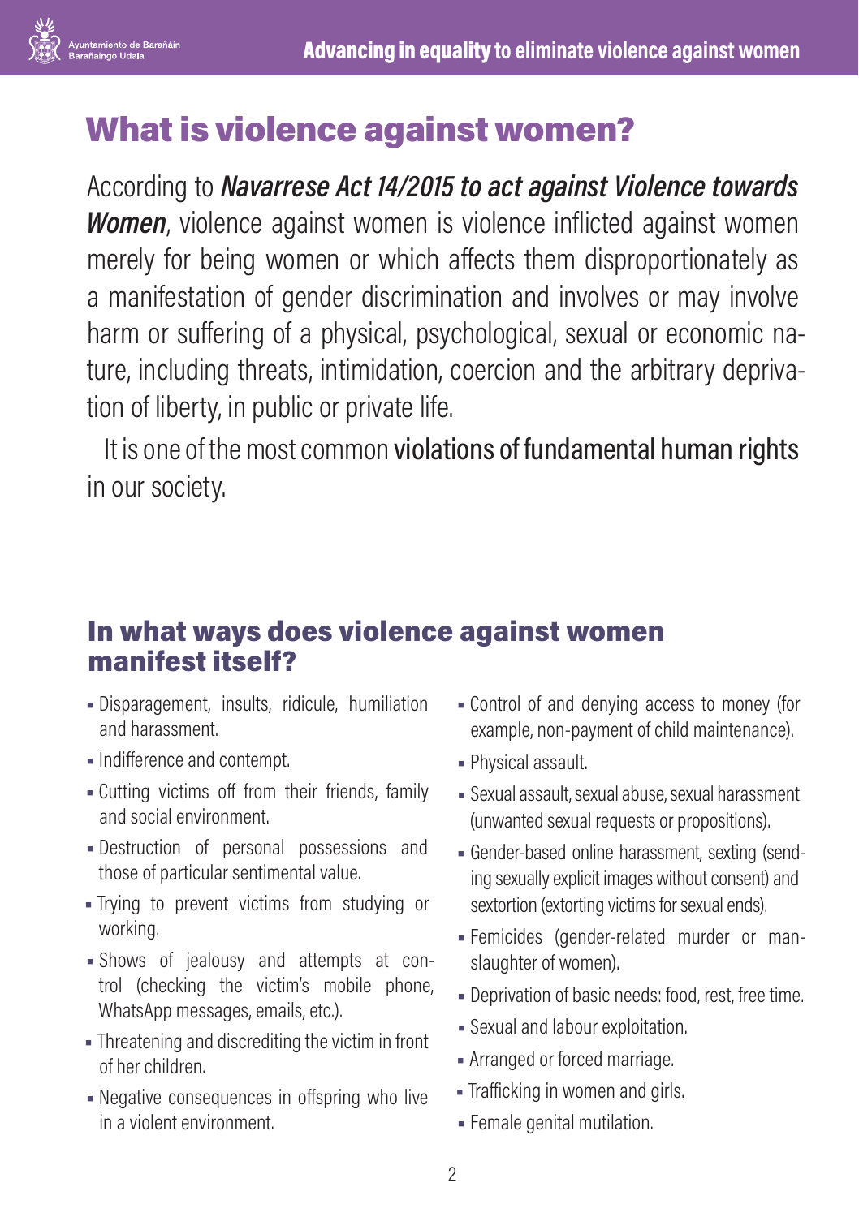# What is violence against women?

According to ***Navarrese Act 14/2015 to act against Violence towards Women***, violence against women is violence inflicted against women merely for being women or which affects them disproportionately as a manifestation of gender discrimination and involves or may involve harm or suffering of a physical, psychological, sexual or economic nature, including threats, intimidation, coercion and the arbitrary deprivation of liberty, in public or private life.

It is one of the most common violations of fundamental human rights in our society.

## In what ways does violence against women manifest itself?

- Disparagement, insults, ridicule, humiliation and harassment.
- Indifference and contempt.
- Cutting victims off from their friends, family and social environment.
- Destruction of personal possessions and those of particular sentimental value.
- Trying to prevent victims from studying or working.
- Shows of jealousy and attempts at control (checking the victim's mobile phone, WhatsApp messages, emails, etc.).
- Threatening and discrediting the victim in front of her children.
- Negative consequences in offspring who live in a violent environment.
- Control of and denying access to money (for example, non-payment of child maintenance).
- Physical assault.
- Sexual assault, sexual abuse, sexual harassment (unwanted sexual requests or propositions).
- Gender-based online harassment, sexting (sending sexually explicit images without consent) and sextortion (extorting victims for sexual ends).
- Femicides (gender-related murder or manslaughter of women).
- Deprivation of basic needs: food, rest, free time.
- Sexual and labour exploitation.
- Arranged or forced marriage.
- Trafficking in women and girls.
- Female genital mutilation.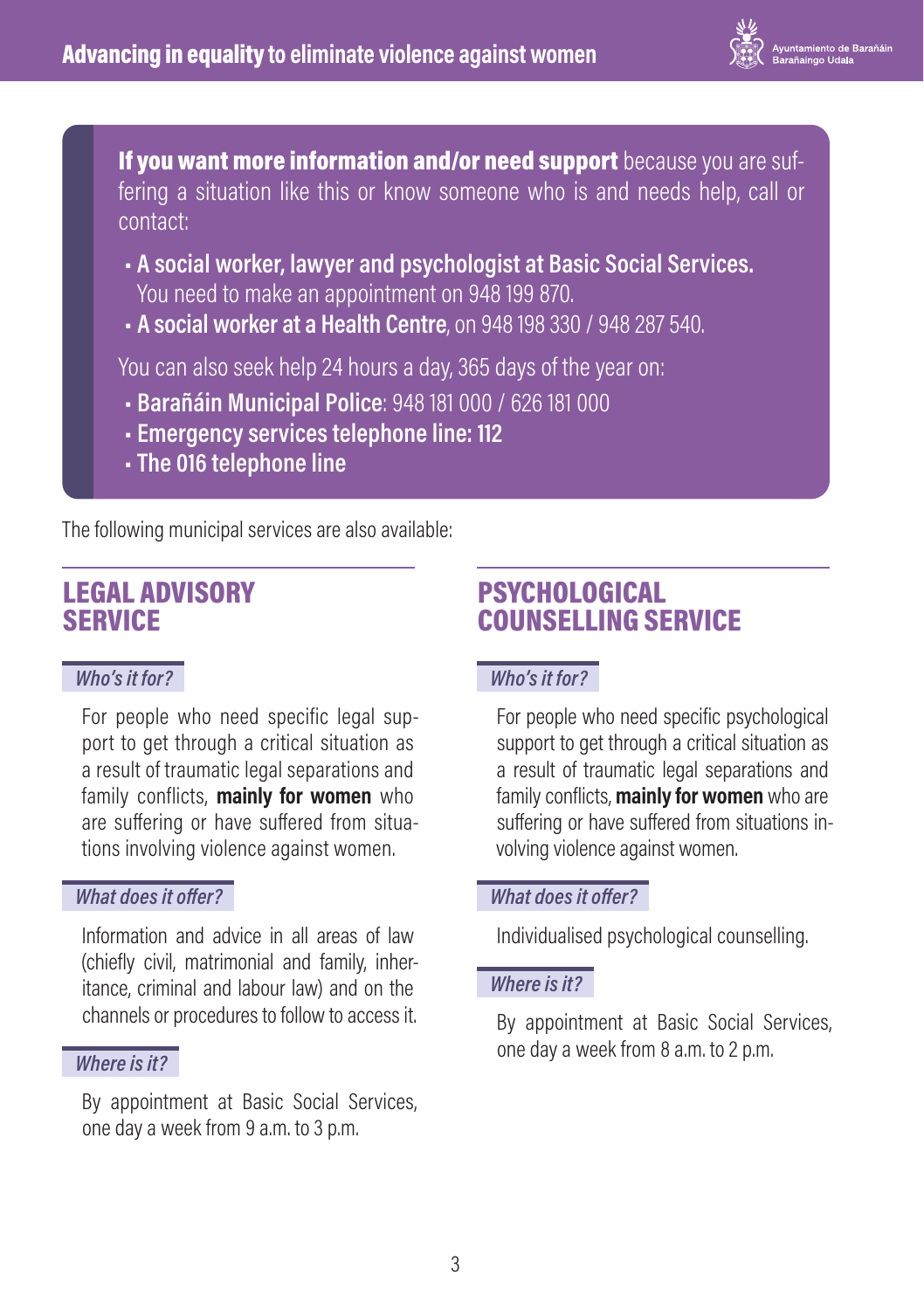**If you want more information and/or need support** because you are suffering a situation like this or know someone who is and needs help, call or contact:

- **A social worker, lawyer and psychologist at Basic Social Services.** You need to make an appointment on 948 199 870.
- **A social worker at a Health Centre**, on 948 198 330 / 948 287 540.

You can also seek help 24 hours a day, 365 days of the year on:

- **Barañáin Municipal Police**: 948 181 000 / 626 181 000
- **Emergency services telephone line: 112**
- **The 016 telephone line**

The following municipal services are also available:

## LEGAL ADVISORY SERVICE

### *Who's it for?*

For people who need specific legal support to get through a critical situation as a result of traumatic legal separations and family conflicts, **mainly for women** who are suffering or have suffered from situations involving violence against women.

### *What does it offer?*

Information and advice in all areas of law (chiefly civil, matrimonial and family, inheritance, criminal and labour law) and on the channels or procedures to follow to access it.

### *Where is it?*

By appointment at Basic Social Services, one day a week from 9 a.m. to 3 p.m.

## PSYCHOLOGICAL COUNSELLING SERVICE

### *Who's it for?*

For people who need specific psychological support to get through a critical situation as a result of traumatic legal separations and family conflicts, **mainly for women** who are suffering or have suffered from situations involving violence against women.

### *What does it offer?*

Individualised psychological counselling.

### *Where is it?*

By appointment at Basic Social Services, one day a week from 8 a.m. to 2 p.m.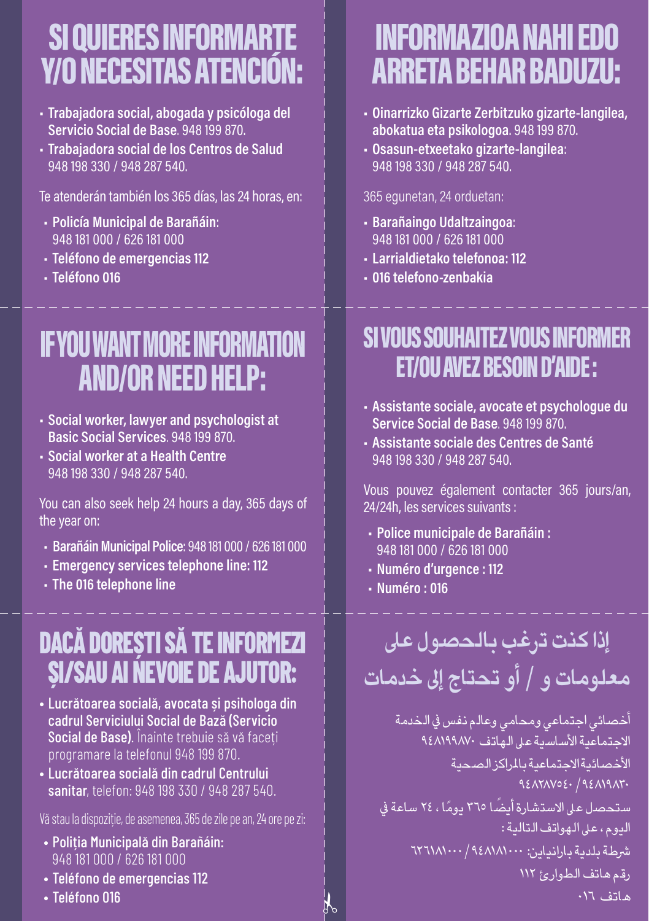# SI QUIERES INFORMARTE Y/O NECESITAS ATENCIÓN:

- **Trabajadora social, abogada y psicóloga del Servicio Social de Base**. 948 199 870.
- **Trabajadora social de los Centros de Salud** 948 198 330 / 948 287 540.

Te atenderán también los 365 días, las 24 horas, en:

- **Policía Municipal de Barañáin**: 948 181 000 / 626 181 000
- **Teléfono de emergencias 112**
- **Teléfono 016**

# INFORMAZIOA NAHI EDO ARRETA BEHAR BADUZU:

- **Oinarrizko Gizarte Zerbitzuko gizarte-langilea, abokatua eta psikologoa**. 948 199 870.
- **Osasun-etxeetako gizarte-langilea**: 948 198 330 / 948 287 540.

365 egunetan, 24 orduetan:

- **Barañaingo Udaltzaingoa**: 948 181 000 / 626 181 000
- **Larrialdietako telefonoa: 112**
- **016 telefono-zenbakia**

# IF YOU WANT MORE INFORMATION AND/OR NEED HELP:

- **Social worker, lawyer and psychologist at Basic Social Services**. 948 199 870.
- **Social worker at a Health Centre** 948 198 330 / 948 287 540.

You can also seek help 24 hours a day, 365 days of the year on:

- **Barañáin Municipal Police**: 948 181 000 / 626 181 000
- **Emergency services telephone line: 112**
- **The 016 telephone line**

# SI VOUS SOUHAITEZ VOUS INFORMER ET/OU AVEZ BESOIN D'AIDE :

- **Assistante sociale, avocate et psychologue du Service Social de Base**. 948 199 870.
- **Assistante sociale des Centres de Santé** 948 198 330 / 948 287 540.

Vous pouvez également contacter 365 jours/an, 24/24h, les services suivants :

- **Police municipale de Barañáin :** 948 181 000 / 626 181 000
- **Numéro d'urgence : 112**
- **Numéro : 016**

# DACĂ DOREȘTI SĂ TE INFORMEZI ȘI/SAU AI NEVOIE DE AJUTOR:

- **Lucrătoarea socială, avocata și psihologa din cadrul Serviciului Social de Bază (Servicio Social de Base)**. Înainte trebuie să vă faceți programare la telefonul 948 199 870.
- **Lucrătoarea socială din cadrul Centrului sanitar**, telefon: 948 198 330 / 948 287 540.

Vă stau la dispoziție, de asemenea, 365 de zile pe an, 24 ore pe zi:

- **Poliția Municipală din Barañáin:** 948 181 000 / 626 181 000
- **Teléfono de emergencias 112**
- **Teléfono 016**

# إذا كنت ترغب بالحصول على معلومات و / أو تحتاج إلى خدمات

أخصائي اجتماعي ومحامي وعالم نفس في الخدمة الاجتماعية الأساسية على الهاتف ٩٤٨١٩٩٨٧٠

الأخصائية الاجتماعية بالمراكز الصحية ٩٤٨١٩٨٣٠ / ٩٤٨٢٨٧٥٤٠

ستحصل على الاستشارة أيضًا ٣٦٥ يومًا ، ٢٤ ساعة في اليوم ، على الهواتف التالية :

شرطة بلدية بارانياين: ٩٤٨١٨١٠٠٠ / ٦٢٦١٨١٠٠٠

رقم هاتف الطوارئ ١١٢

هاتف ٠١٦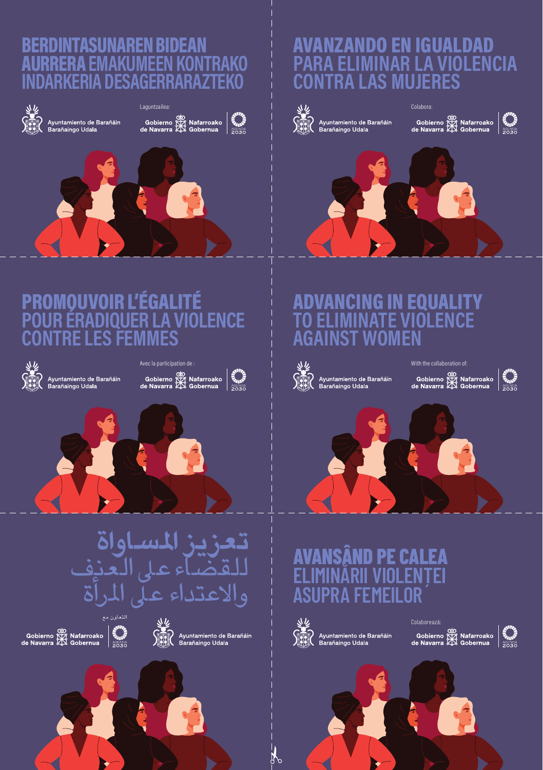# BERDINTASUNAREN BIDEAN AURRERA EMAKUMEEN KONTRAKO INDARKERIA DESAGERRARAZTEKO

Ayuntamiento de Barañáin
Barañaingo Udala

Laguntzailea:

Gobierno de Navarra | Nafarroako Gobernua

AGENDA 2030

# AVANZANDO EN IGUALDAD PARA ELIMINAR LA VIOLENCIA CONTRA LAS MUJERES

Ayuntamiento de Barañáin
Barañaingo Udala

Colabora:

Gobierno de Navarra | Nafarroako Gobernua

AGENDA 2030

# PROMOUVOIR L'ÉGALITÉ POUR ÉRADIQUER LA VIOLENCE CONTRE LES FEMMES

Ayuntamiento de Barañáin
Barañaingo Udala

Avec la participation de :

Gobierno de Navarra | Nafarroako Gobernua

AGENDA 2030

# ADVANCING IN EQUALITY TO ELIMINATE VIOLENCE AGAINST WOMEN

Ayuntamiento de Barañáin
Barañaingo Udala

With the collaboration of:

Gobierno de Navarra | Nafarroako Gobernua

AGENDA 2030

# تعزيز المساواة للقضاء على العنف والاعتداء على المرأة

التعاون مع

Gobierno de Navarra | Nafarroako Gobernua

AGENDA 2030

Ayuntamiento de Barañáin
Barañaingo Udala

# AVANSÂND PE CALEA ELIMINĂRII VIOLENȚEI ASUPRA FEMEILOR

Ayuntamiento de Barañáin
Barañaingo Udala

Colaborează:

Gobierno de Navarra | Nafarroako Gobernua

AGENDA 2030